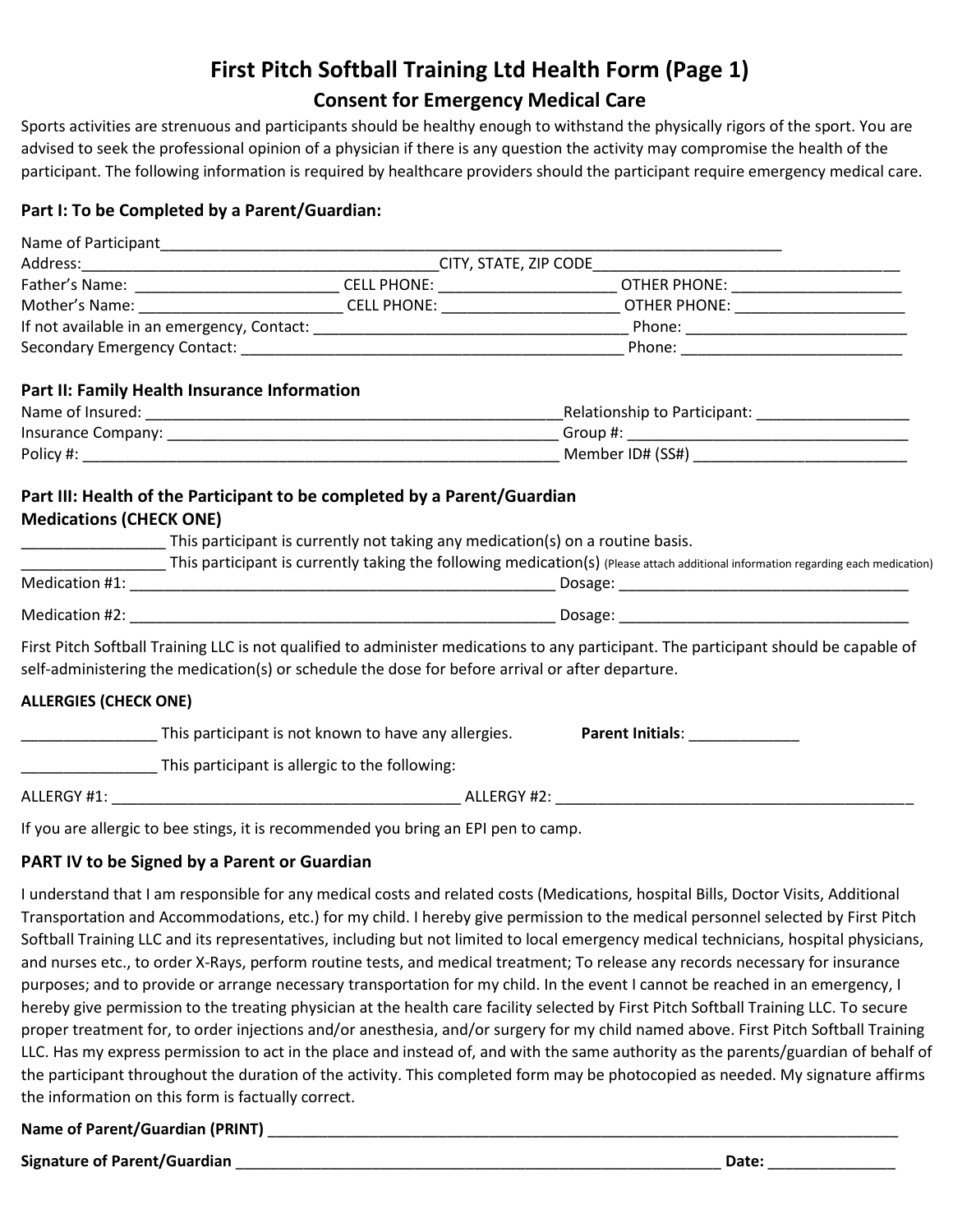# First Pitch Softball Training Ltd Health Form (Page 1)

## Consent for Emergency Medical Care

Sports activities are strenuous and participants should be healthy enough to withstand the physically rigors of the sport. You are advised to seek the professional opinion of a physician if there is any question the activity may compromise the health of the participant. The following information is required by healthcare providers should the participant require emergency medical care.

### Part I: To be Completed by a Parent/Guardian:

Name of Participant_____________________________________________________________________________

Address:___________________________________________CITY, STATE, ZIP CODE_____________________________________

Father's Name: ________________________ CELL PHONE: _____________________ OTHER PHONE: ____________________

Mother's Name: ________________________ CELL PHONE: _____________________ OTHER PHONE: ____________________

If not available in an emergency, Contact: _____________________________________ Phone: __________________________

Secondary Emergency Contact: ______________________________________________ Phone: __________________________

### Part II: Family Health Insurance Information

Name of Insured: __________________________________________________Relationship to Participant: __________________

Insurance Company: ________________________________________________ Group #: __________________________________

Policy #: _________________________________________________________ Member ID# (SS#) _________________________

### Part III: Health of the Participant to be completed by a Parent/Guardian

**Medications (CHECK ONE)**

________________ This participant is currently not taking any medication(s) on a routine basis.

________________ This participant is currently taking the following medication(s) (Please attach additional information regarding each medication)

Medication #1: __________________________________________________ Dosage: __________________________________

Medication #2: __________________________________________________ Dosage: __________________________________

First Pitch Softball Training LLC is not qualified to administer medications to any participant. The participant should be capable of self-administering the medication(s) or schedule the dose for before arrival or after departure.

**ALLERGIES (CHECK ONE)**

________________ This participant is not known to have any allergies. **Parent Initials**: _____________

________________ This participant is allergic to the following:

ALLERGY #1: _________________________________________ ALLERGY #2: ___________________________________________

If you are allergic to bee stings, it is recommended you bring an EPI pen to camp.

### PART IV to be Signed by a Parent or Guardian

I understand that I am responsible for any medical costs and related costs (Medications, hospital Bills, Doctor Visits, Additional Transportation and Accommodations, etc.) for my child. I hereby give permission to the medical personnel selected by First Pitch Softball Training LLC and its representatives, including but not limited to local emergency medical technicians, hospital physicians, and nurses etc., to order X-Rays, perform routine tests, and medical treatment; To release any records necessary for insurance purposes; and to provide or arrange necessary transportation for my child. In the event I cannot be reached in an emergency, I hereby give permission to the treating physician at the health care facility selected by First Pitch Softball Training LLC. To secure proper treatment for, to order injections and/or anesthesia, and/or surgery for my child named above. First Pitch Softball Training LLC. Has my express permission to act in the place and instead of, and with the same authority as the parents/guardian of behalf of the participant throughout the duration of the activity. This completed form may be photocopied as needed. My signature affirms the information on this form is factually correct.

**Name of Parent/Guardian (PRINT)** ____________________________________________________________________________

**Signature of Parent/Guardian** ___________________________________________________________ **Date:** _______________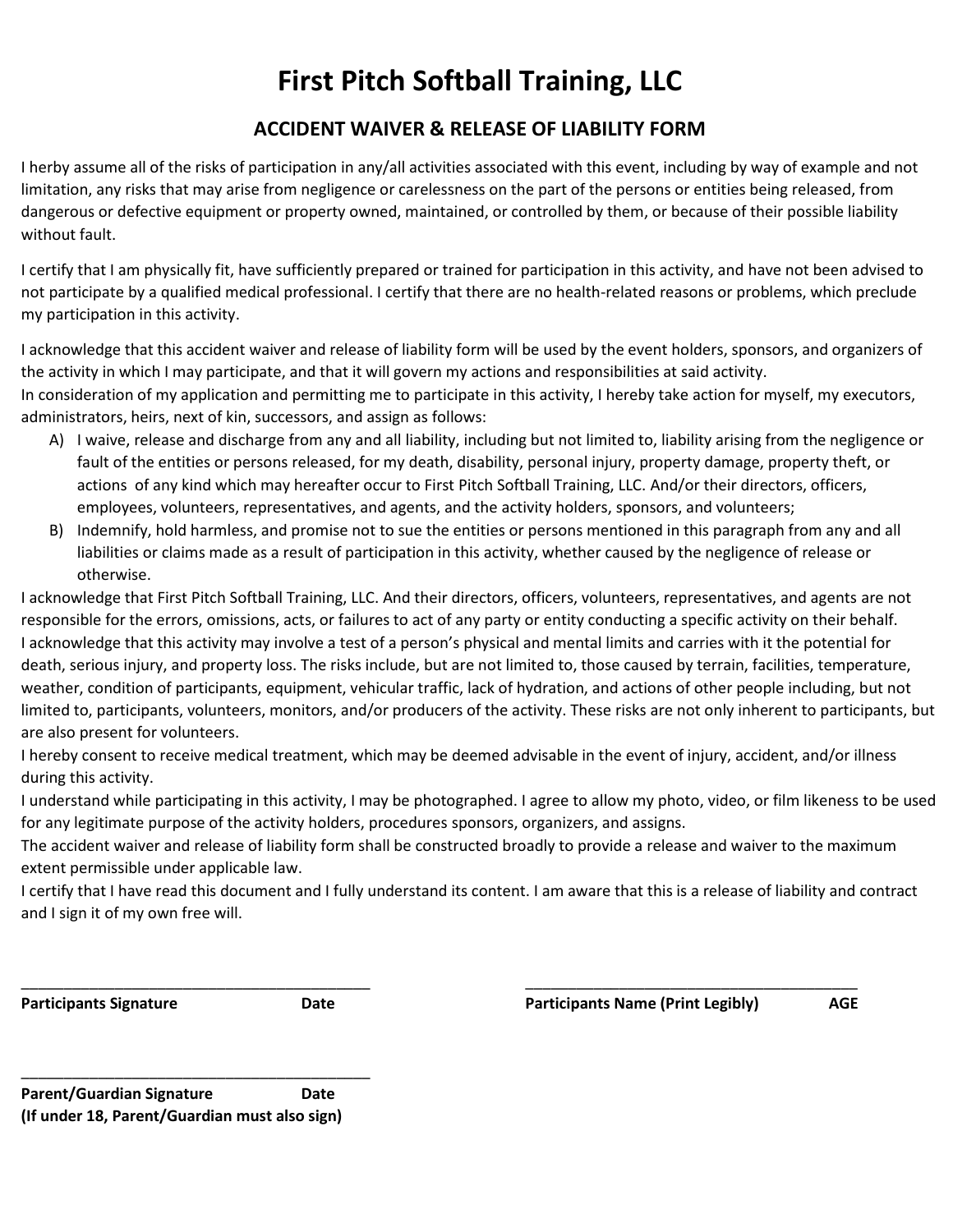# First Pitch Softball Training, LLC

## ACCIDENT WAIVER & RELEASE OF LIABILITY FORM

I herby assume all of the risks of participation in any/all activities associated with this event, including by way of example and not limitation, any risks that may arise from negligence or carelessness on the part of the persons or entities being released, from dangerous or defective equipment or property owned, maintained, or controlled by them, or because of their possible liability without fault.

I certify that I am physically fit, have sufficiently prepared or trained for participation in this activity, and have not been advised to not participate by a qualified medical professional. I certify that there are no health-related reasons or problems, which preclude my participation in this activity.

I acknowledge that this accident waiver and release of liability form will be used by the event holders, sponsors, and organizers of the activity in which I may participate, and that it will govern my actions and responsibilities at said activity.
In consideration of my application and permitting me to participate in this activity, I hereby take action for myself, my executors, administrators, heirs, next of kin, successors, and assign as follows:

A) I waive, release and discharge from any and all liability, including but not limited to, liability arising from the negligence or fault of the entities or persons released, for my death, disability, personal injury, property damage, property theft, or actions of any kind which may hereafter occur to First Pitch Softball Training, LLC. And/or their directors, officers, employees, volunteers, representatives, and agents, and the activity holders, sponsors, and volunteers;
B) Indemnify, hold harmless, and promise not to sue the entities or persons mentioned in this paragraph from any and all liabilities or claims made as a result of participation in this activity, whether caused by the negligence of release or otherwise.

I acknowledge that First Pitch Softball Training, LLC. And their directors, officers, volunteers, representatives, and agents are not responsible for the errors, omissions, acts, or failures to act of any party or entity conducting a specific activity on their behalf.
I acknowledge that this activity may involve a test of a person's physical and mental limits and carries with it the potential for death, serious injury, and property loss. The risks include, but are not limited to, those caused by terrain, facilities, temperature, weather, condition of participants, equipment, vehicular traffic, lack of hydration, and actions of other people including, but not limited to, participants, volunteers, monitors, and/or producers of the activity. These risks are not only inherent to participants, but are also present for volunteers.
I hereby consent to receive medical treatment, which may be deemed advisable in the event of injury, accident, and/or illness during this activity.
I understand while participating in this activity, I may be photographed. I agree to allow my photo, video, or film likeness to be used for any legitimate purpose of the activity holders, procedures sponsors, organizers, and assigns.
The accident waiver and release of liability form shall be constructed broadly to provide a release and waiver to the maximum extent permissible under applicable law.
I certify that I have read this document and I fully understand its content. I am aware that this is a release of liability and contract and I sign it of my own free will.

\_\_\_\_\_\_\_\_\_\_\_\_\_\_\_\_\_\_\_\_\_\_\_\_\_\_\_\_\_\_\_\_\_\_\_\_\_\_\_\_\_\_\_\_

**Participants Signature Date**

\_\_\_\_\_\_\_\_\_\_\_\_\_\_\_\_\_\_\_\_\_\_\_\_\_\_\_\_\_\_\_\_\_\_\_\_\_\_\_\_\_\_\_\_

**Participants Name (Print Legibly) AGE**

\_\_\_\_\_\_\_\_\_\_\_\_\_\_\_\_\_\_\_\_\_\_\_\_\_\_\_\_\_\_\_\_\_\_\_\_\_\_\_\_\_\_\_\_

**Parent/Guardian Signature Date**
**(If under 18, Parent/Guardian must also sign)**